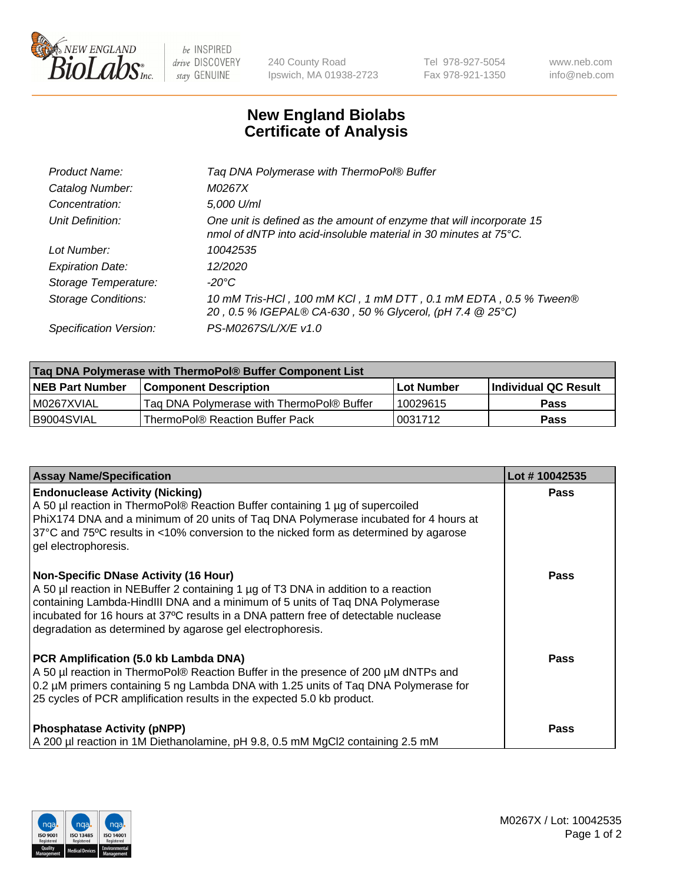# New England Biolabs Certificate of Analysis

| | |
|---|---|
| *Product Name:* | *Taq DNA Polymerase with ThermoPol® Buffer* |
| *Catalog Number:* | *M0267X* |
| *Concentration:* | *5,000 U/ml* |
| *Unit Definition:* | *One unit is defined as the amount of enzyme that will incorporate 15 nmol of dNTP into acid-insoluble material in 30 minutes at 75°C.* |
| *Lot Number:* | *10042535* |
| *Expiration Date:* | *12/2020* |
| *Storage Temperature:* | *-20°C* |
| *Storage Conditions:* | *10 mM Tris-HCl , 100 mM KCl , 1 mM DTT , 0.1 mM EDTA , 0.5 % Tween® 20 , 0.5 % IGEPAL® CA-630 , 50 % Glycerol, (pH 7.4 @ 25°C)* |
| *Specification Version:* | *PS-M0267S/L/X/E v1.0* |

| Taq DNA Polymerase with ThermoPol® Buffer Component List | | | |
|---|---|---|---|
| **NEB Part Number** | **Component Description** | **Lot Number** | **Individual QC Result** |
| M0267XVIAL | Taq DNA Polymerase with ThermoPol® Buffer | 10029615 | **Pass** |
| B9004SVIAL | ThermoPol® Reaction Buffer Pack | 0031712 | **Pass** |

| Assay Name/Specification | Lot # 10042535 |
|---|---|
| **Endonuclease Activity (Nicking)**<br>A 50 µl reaction in ThermoPol® Reaction Buffer containing 1 µg of supercoiled PhiX174 DNA and a minimum of 20 units of Taq DNA Polymerase incubated for 4 hours at 37ºC and 75ºC results in <10% conversion to the nicked form as determined by agarose gel electrophoresis. | **Pass** |
| **Non-Specific DNase Activity (16 Hour)**<br>A 50 µl reaction in NEBuffer 2 containing 1 µg of T3 DNA in addition to a reaction containing Lambda-HindIII DNA and a minimum of 5 units of Taq DNA Polymerase incubated for 16 hours at 37ºC results in a DNA pattern free of detectable nuclease degradation as determined by agarose gel electrophoresis. | **Pass** |
| **PCR Amplification (5.0 kb Lambda DNA)**<br>A 50 µl reaction in ThermoPol® Reaction Buffer in the presence of 200 µM dNTPs and 0.2 µM primers containing 5 ng Lambda DNA with 1.25 units of Taq DNA Polymerase for 25 cycles of PCR amplification results in the expected 5.0 kb product. | **Pass** |
| **Phosphatase Activity (pNPP)**<br>A 200 µl reaction in 1M Diethanolamine, pH 9.8, 0.5 mM $MgCl_2$ containing 2.5 mM | **Pass** |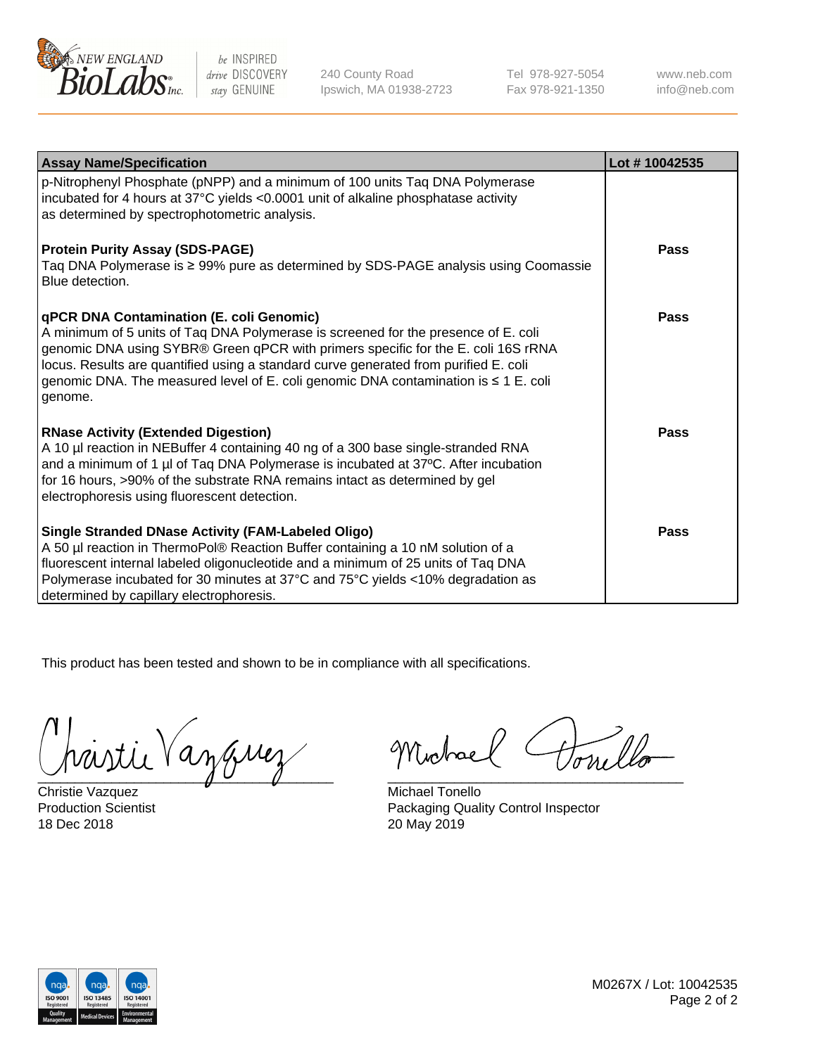| Assay Name/Specification | Lot # 10042535 |
|---|---|
| p-Nitrophenyl Phosphate (pNPP) and a minimum of 100 units Taq DNA Polymerase incubated for 4 hours at 37°C yields <0.0001 unit of alkaline phosphatase activity as determined by spectrophotometric analysis. | |
| **Protein Purity Assay (SDS-PAGE)**<br>Taq DNA Polymerase is ≥ 99% pure as determined by SDS-PAGE analysis using Coomassie Blue detection. | Pass |
| **qPCR DNA Contamination (E. coli Genomic)**<br>A minimum of 5 units of Taq DNA Polymerase is screened for the presence of E. coli genomic DNA using SYBR® Green qPCR with primers specific for the E. coli 16S rRNA locus. Results are quantified using a standard curve generated from purified E. coli genomic DNA. The measured level of E. coli genomic DNA contamination is ≤ 1 E. coli genome. | Pass |
| **RNase Activity (Extended Digestion)**<br>A 10 µl reaction in NEBuffer 4 containing 40 ng of a 300 base single-stranded RNA and a minimum of 1 µl of Taq DNA Polymerase is incubated at 37ºC. After incubation for 16 hours, >90% of the substrate RNA remains intact as determined by gel electrophoresis using fluorescent detection. | Pass |
| **Single Stranded DNase Activity (FAM-Labeled Oligo)**<br>A 50 µl reaction in ThermoPol® Reaction Buffer containing a 10 nM solution of a fluorescent internal labeled oligonucleotide and a minimum of 25 units of Taq DNA Polymerase incubated for 30 minutes at 37°C and 75°C yields <10% degradation as determined by capillary electrophoresis. | Pass |

This product has been tested and shown to be in compliance with all specifications.

Christie Vazquez
Production Scientist
18 Dec 2018

Michael Tonello
Packaging Quality Control Inspector
20 May 2019

M0267X / Lot: 10042535